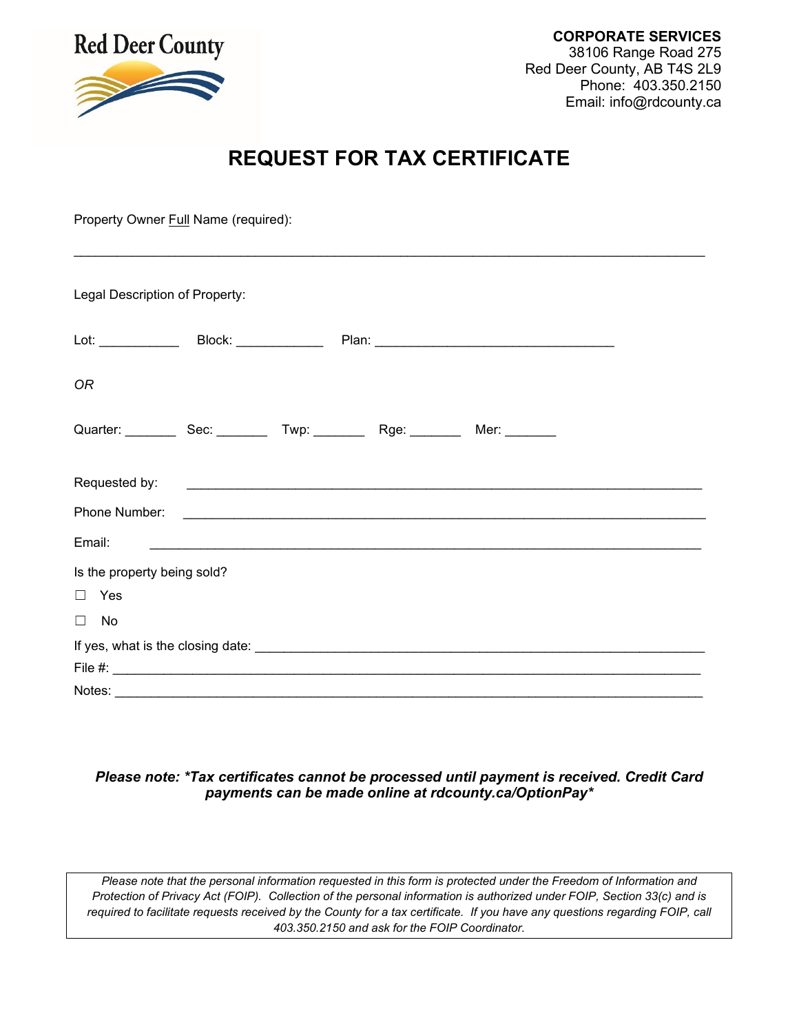Red Deer County

**CORPORATE SERVICES**
38106 Range Road 275
Red Deer County, AB T4S 2L9
Phone: 403.350.2150
Email: info@rdcounty.ca

# REQUEST FOR TAX CERTIFICATE

Property Owner Full Name (required):

______________________________________________________________________________

Legal Description of Property:

Lot: ___________ Block: ____________ Plan: ________________________________

*OR*

Quarter: _______ Sec: _______ Twp: _______ Rge: _______ Mer: _______

Requested by: ______________________________________________________________________

Phone Number: ______________________________________________________________________

Email: ______________________________________________________________________

Is the property being sold?

☐ Yes

☐ No

If yes, what is the closing date: _______________________________________________________________

File #: ______________________________________________________________________________

Notes: ______________________________________________________________________________

***Please note: *Tax certificates cannot be processed until payment is received. Credit Card payments can be made online at rdcounty.ca/OptionPay****

*Please note that the personal information requested in this form is protected under the Freedom of Information and Protection of Privacy Act (FOIP). Collection of the personal information is authorized under FOIP, Section 33(c) and is required to facilitate requests received by the County for a tax certificate. If you have any questions regarding FOIP, call 403.350.2150 and ask for the FOIP Coordinator.*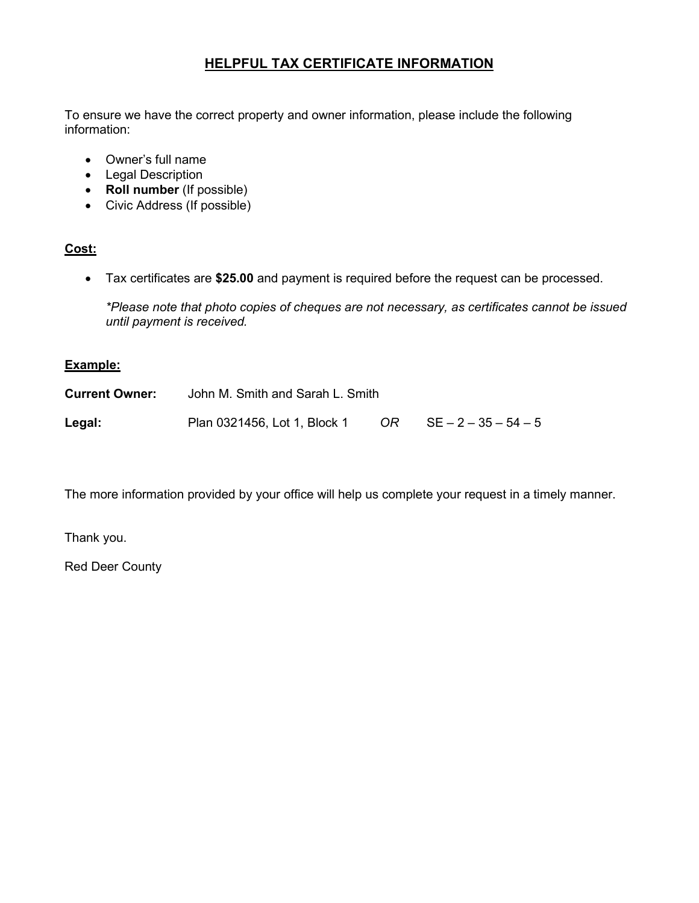# HELPFUL TAX CERTIFICATE INFORMATION

To ensure we have the correct property and owner information, please include the following information:

- Owner's full name
- Legal Description
- **Roll number** (If possible)
- Civic Address (If possible)

**Cost:**

- Tax certificates are **$25.00** and payment is required before the request can be processed.

  *\*Please note that photo copies of cheques are not necessary, as certificates cannot be issued until payment is received.*

**Example:**

| | | | |
|---|---|---|---|
| **Current Owner:** | John M. Smith and Sarah L. Smith | | |
| **Legal:** | Plan 0321456, Lot 1, Block 1 | *OR* | SE – 2 – 35 – 54 – 5 |

The more information provided by your office will help us complete your request in a timely manner.

Thank you.

Red Deer County